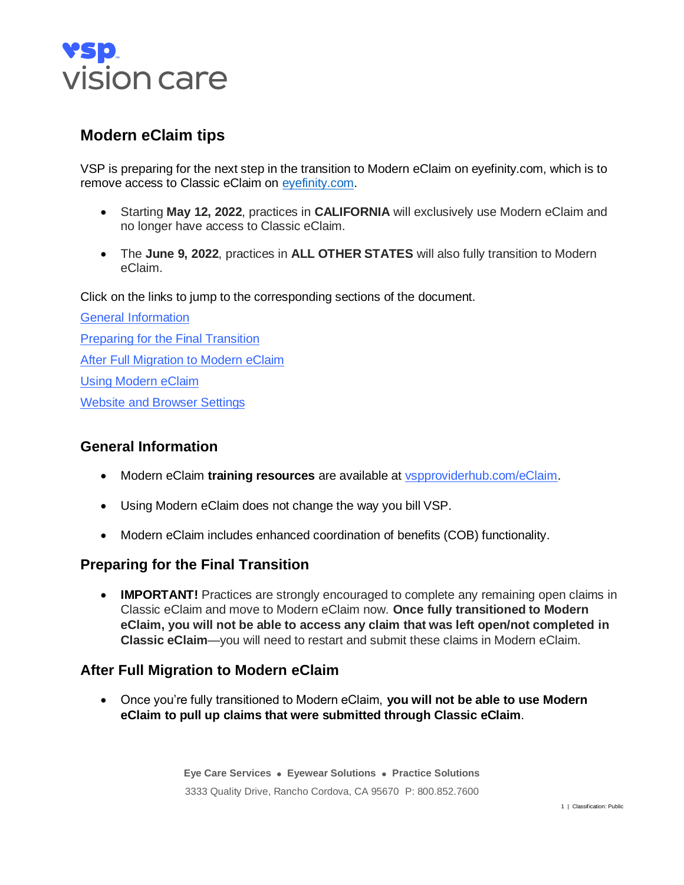# Modern eClaim tips

VSP is preparing for the next step in the transition to Modern eClaim on eyefinity.com, which is to remove access to Classic eClaim on [eyefinity.com](eyefinity.com).

- Starting **May 12, 2022**, practices in **CALIFORNIA** will exclusively use Modern eClaim and no longer have access to Classic eClaim.
- The **June 9, 2022**, practices in **ALL OTHER STATES** will also fully transition to Modern eClaim.

Click on the links to jump to the corresponding sections of the document.

[General Information](#general-information)

[Preparing for the Final Transition](#preparing-for-the-final-transition)

[After Full Migration to Modern eClaim](#after-full-migration-to-modern-eclaim)

[Using Modern eClaim](#using-modern-eclaim)

[Website and Browser Settings](#website-and-browser-settings)

## General Information

- Modern eClaim **training resources** are available at [vspproviderhub.com/eClaim](vspproviderhub.com/eClaim).
- Using Modern eClaim does not change the way you bill VSP.
- Modern eClaim includes enhanced coordination of benefits (COB) functionality.

## Preparing for the Final Transition

- **IMPORTANT!** Practices are strongly encouraged to complete any remaining open claims in Classic eClaim and move to Modern eClaim now. **Once fully transitioned to Modern eClaim, you will not be able to access any claim that was left open/not completed in Classic eClaim**—you will need to restart and submit these claims in Modern eClaim.

## After Full Migration to Modern eClaim

- Once you're fully transitioned to Modern eClaim, **you will not be able to use Modern eClaim to pull up claims that were submitted through Classic eClaim**.

Eye Care Services • Eyewear Solutions • Practice Solutions

3333 Quality Drive, Rancho Cordova, CA 95670 P: 800.852.7600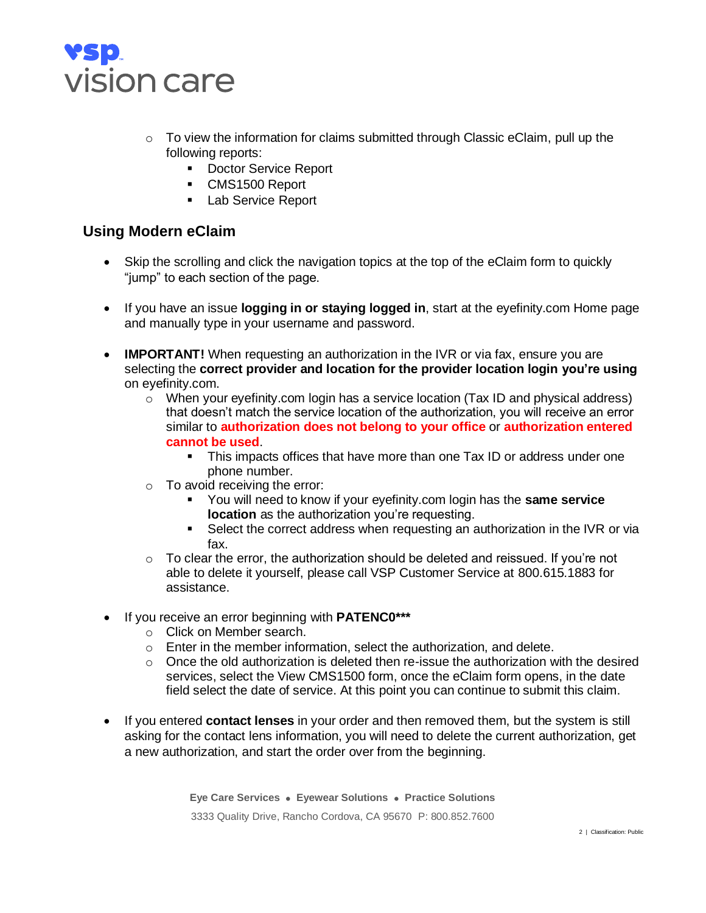- To view the information for claims submitted through Classic eClaim, pull up the following reports:
  - Doctor Service Report
  - CMS1500 Report
  - Lab Service Report

### Using Modern eClaim

- Skip the scrolling and click the navigation topics at the top of the eClaim form to quickly "jump" to each section of the page.

- If you have an issue **logging in or staying logged in**, start at the eyefinity.com Home page and manually type in your username and password.

- **IMPORTANT!** When requesting an authorization in the IVR or via fax, ensure you are selecting the **correct provider and location for the provider location login you're using** on eyefinity.com.
  - When your eyefinity.com login has a service location (Tax ID and physical address) that doesn't match the service location of the authorization, you will receive an error similar to **authorization does not belong to your office** or **authorization entered cannot be used**.
    - This impacts offices that have more than one Tax ID or address under one phone number.
  - To avoid receiving the error:
    - You will need to know if your eyefinity.com login has the **same service location** as the authorization you're requesting.
    - Select the correct address when requesting an authorization in the IVR or via fax.
  - To clear the error, the authorization should be deleted and reissued. If you're not able to delete it yourself, please call VSP Customer Service at 800.615.1883 for assistance.

- If you receive an error beginning with **PATENC0*****
  - Click on Member search.
  - Enter in the member information, select the authorization, and delete.
  - Once the old authorization is deleted then re-issue the authorization with the desired services, select the View CMS1500 form, once the eClaim form opens, in the date field select the date of service. At this point you can continue to submit this claim.

- If you entered **contact lenses** in your order and then removed them, but the system is still asking for the contact lens information, you will need to delete the current authorization, get a new authorization, and start the order over from the beginning.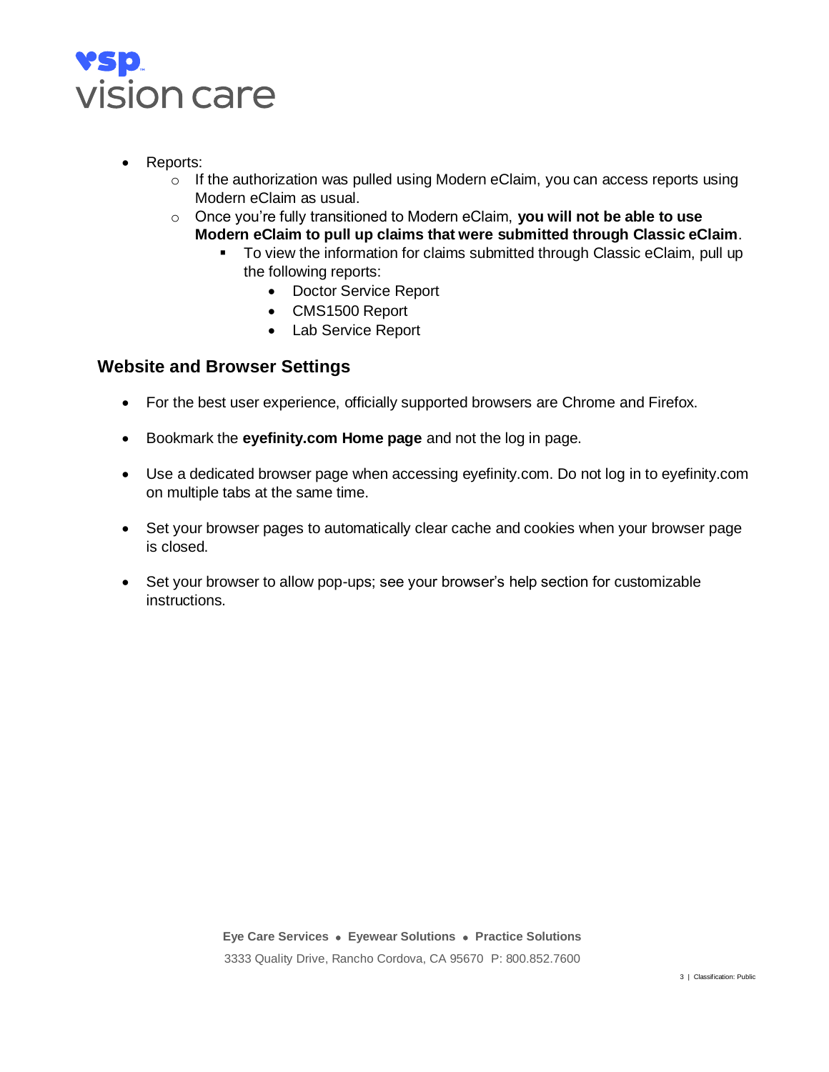- Reports:
  - If the authorization was pulled using Modern eClaim, you can access reports using Modern eClaim as usual.
  - Once you're fully transitioned to Modern eClaim, **you will not be able to use Modern eClaim to pull up claims that were submitted through Classic eClaim**.
    - To view the information for claims submitted through Classic eClaim, pull up the following reports:
      - Doctor Service Report
      - CMS1500 Report
      - Lab Service Report

## Website and Browser Settings

- For the best user experience, officially supported browsers are Chrome and Firefox.
- Bookmark the **eyefinity.com Home page** and not the log in page.
- Use a dedicated browser page when accessing eyefinity.com. Do not log in to eyefinity.com on multiple tabs at the same time.
- Set your browser pages to automatically clear cache and cookies when your browser page is closed.
- Set your browser to allow pop-ups; see your browser's help section for customizable instructions.